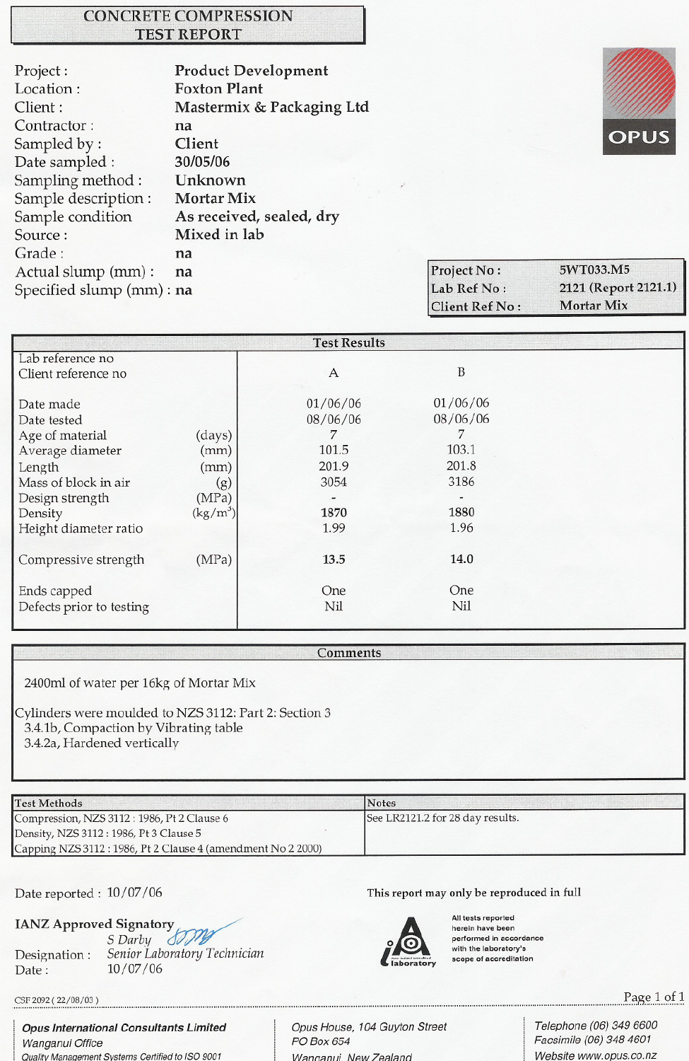# CONCRETE COMPRESSION TEST REPORT

OPUS

| | |
|---|---|
| Project : | Product Development |
| Location : | Foxton Plant |
| Client : | Mastermix & Packaging Ltd |
| Contractor : | na |
| Sampled by : | Client |
| Date sampled : | 30/05/06 |
| Sampling method : | Unknown |
| Sample description : | Mortar Mix |
| Sample condition | As received, sealed, dry |
| Source : | Mixed in lab |
| Grade : | na |
| Actual slump (mm) : | na |
| Specified slump (mm) : | na |

| | |
|---|---|
| Project No : | 5WT033.M5 |
| Lab Ref No : | 2121 (Report 2121.1) |
| Client Ref No : | Mortar Mix |

## Test Results

| | | | |
|---|---|---|---|
| Lab reference no | | | |
| Client reference no | | A | B |
| Date made | | 01/06/06 | 01/06/06 |
| Date tested | | 08/06/06 | 08/06/06 |
| Age of material | (days) | 7 | 7 |
| Average diameter | (mm) | 101.5 | 103.1 |
| Length | (mm) | 201.9 | 201.8 |
| Mass of block in air | (g) | 3054 | 3186 |
| Design strength | (MPa) | - | - |
| Density | ($kg/m^3$) | **1870** | **1880** |
| Height diameter ratio | | 1.99 | 1.96 |
| Compressive strength | (MPa) | **13.5** | **14.0** |
| Ends capped | | One | One |
| Defects prior to testing | | Nil | Nil |

## Comments

2400ml of water per 16kg of Mortar Mix

Cylinders were moulded to NZS 3112: Part 2: Section 3
- 3.4.1b, Compaction by Vibrating table
- 3.4.2a, Hardened vertically

| Test Methods | Notes |
|---|---|
| Compression, NZS 3112 : 1986, Pt 2 Clause 6<br>Density, NZS 3112 : 1986, Pt 3 Clause 5<br>Capping NZS 3112 : 1986, Pt 2 Clause 4 (amendment No 2 2000) | See LR2121.2 for 28 day results. |

Date reported : 10/07/06

This report may only be reproduced in full

**IANZ Approved Signatory**
S Darby

Designation : Senior Laboratory Technician
Date : 10/07/06

All tests reported herein have been performed in accordance with the laboratory's scope of accreditation

CSF 2092 ( 22/08/03 )

*Opus International Consultants Limited*
Wanganui Office
Quality Management Systems Certified to ISO 9001

Opus House, 104 Guyton Street
PO Box 654
Wanganui, New Zealand

Telephone (06) 349 6600
Facsimile (06) 348 4601
Website www.opus.co.nz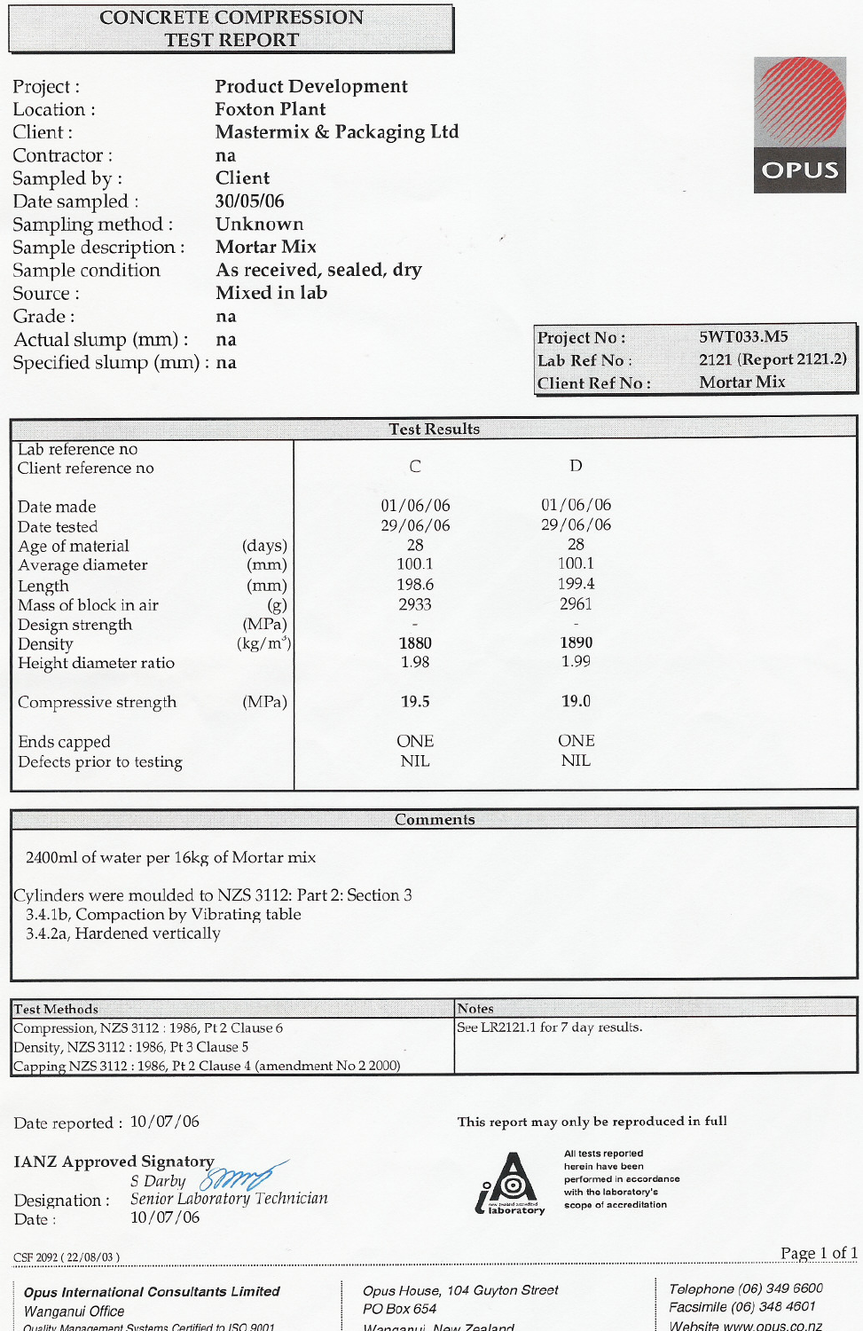# CONCRETE COMPRESSION TEST REPORT

| | |
|---|---|
| Project : | Product Development |
| Location : | Foxton Plant |
| Client : | Mastermix & Packaging Ltd |
| Contractor : | na |
| Sampled by : | Client |
| Date sampled : | 30/05/06 |
| Sampling method : | Unknown |
| Sample description : | Mortar Mix |
| Sample condition | As received, sealed, dry |
| Source : | Mixed in lab |
| Grade : | na |
| Actual slump (mm) : | na |
| Specified slump (mm) : | na |

OPUS

| | |
|---|---|
| Project No : | 5WT033.M5 |
| Lab Ref No : | 2121 (Report 2121.2) |
| Client Ref No : | Mortar Mix |

## Test Results

| | | | |
|---|---|---|---|
| Lab reference no | | | |
| Client reference no | | C | D |
| Date made | | 01/06/06 | 01/06/06 |
| Date tested | | 29/06/06 | 29/06/06 |
| Age of material | (days) | 28 | 28 |
| Average diameter | (mm) | 100.1 | 100.1 |
| Length | (mm) | 198.6 | 199.4 |
| Mass of block in air | (g) | 2933 | 2961 |
| Design strength | (MPa) | - | - |
| Density | (kg/m$^3$) | **1880** | **1890** |
| Height diameter ratio | | 1.98 | 1.99 |
| Compressive strength | (MPa) | **19.5** | **19.0** |
| Ends capped | | ONE | ONE |
| Defects prior to testing | | NIL | NIL |

## Comments

2400ml of water per 16kg of Mortar mix

Cylinders were moulded to NZS 3112: Part 2: Section 3
3.4.1b, Compaction by Vibrating table
3.4.2a, Hardened vertically

| Test Methods | Notes |
|---|---|
| Compression, NZS 3112 : 1986, Pt 2 Clause 6<br>Density, NZS 3112 : 1986, Pt 3 Clause 5<br>Capping NZS 3112 : 1986, Pt 2 Clause 4 (amendment No 2 2000) | See LR2121.1 for 7 day results. |

Date reported : 10/07/06

This report may only be reproduced in full

IANZ Approved Signatory
*S Darby*

Designation : *Senior Laboratory Technician*
Date : 10/07/06

All tests reported herein have been performed in accordance with the laboratory's scope of accreditation

CSF 2092 ( 22/08/03 )

*Opus International Consultants Limited*
*Wanganui Office*
*Quality Management Systems Certified to ISO 9001*

*Opus House, 104 Guyton Street*
*PO Box 654*
*Wanganui, New Zealand*

*Telephone (06) 349 6600*
*Facsimile (06) 348 4601*
*Website www.opus.co.nz*